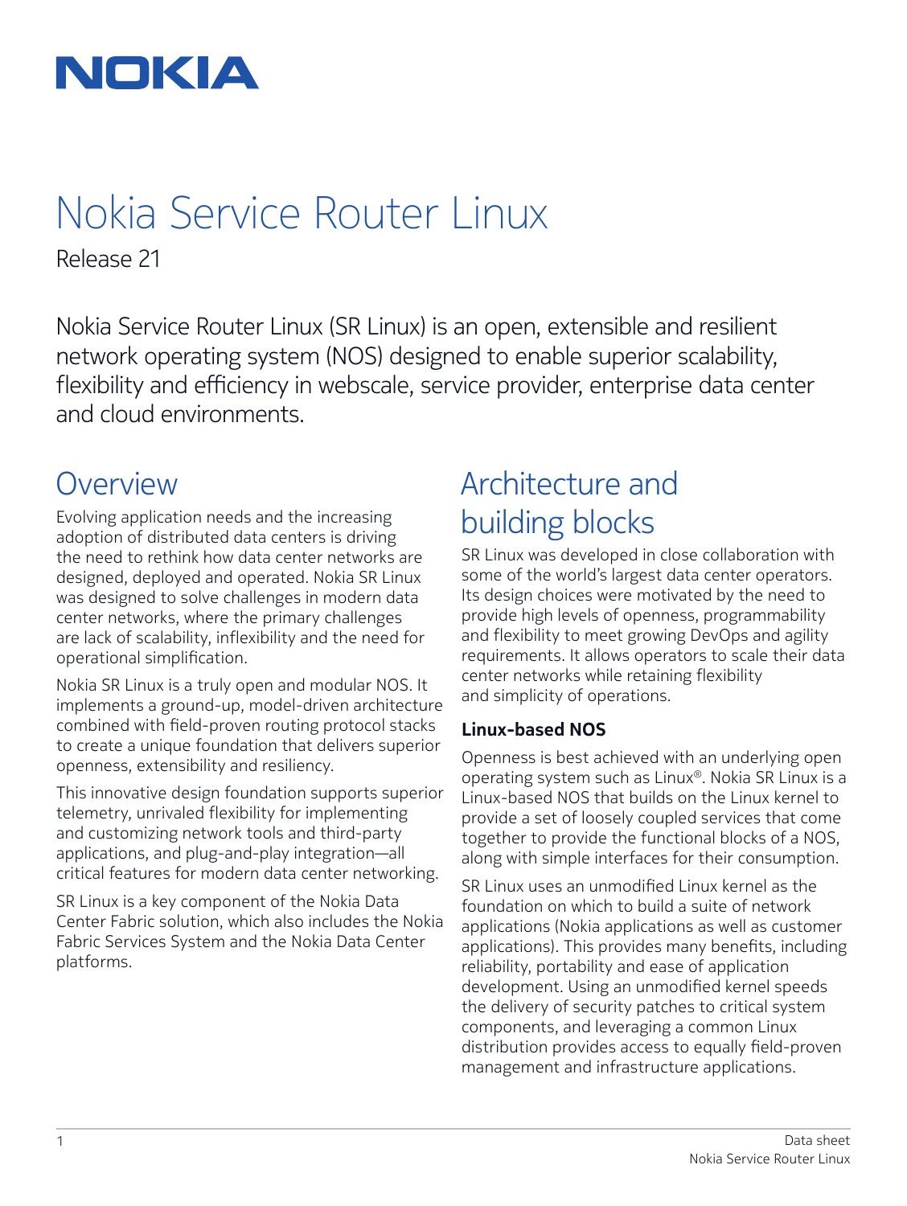NOKIA

# Nokia Service Router Linux

Release 21

Nokia Service Router Linux (SR Linux) is an open, extensible and resilient network operating system (NOS) designed to enable superior scalability, flexibility and efficiency in webscale, service provider, enterprise data center and cloud environments.

## Overview

Evolving application needs and the increasing adoption of distributed data centers is driving the need to rethink how data center networks are designed, deployed and operated. Nokia SR Linux was designed to solve challenges in modern data center networks, where the primary challenges are lack of scalability, inflexibility and the need for operational simplification.

Nokia SR Linux is a truly open and modular NOS. It implements a ground-up, model-driven architecture combined with field-proven routing protocol stacks to create a unique foundation that delivers superior openness, extensibility and resiliency.

This innovative design foundation supports superior telemetry, unrivaled flexibility for implementing and customizing network tools and third-party applications, and plug-and-play integration—all critical features for modern data center networking.

SR Linux is a key component of the Nokia Data Center Fabric solution, which also includes the Nokia Fabric Services System and the Nokia Data Center platforms.

## Architecture and building blocks

SR Linux was developed in close collaboration with some of the world's largest data center operators. Its design choices were motivated by the need to provide high levels of openness, programmability and flexibility to meet growing DevOps and agility requirements. It allows operators to scale their data center networks while retaining flexibility and simplicity of operations.

### Linux-based NOS

Openness is best achieved with an underlying open operating system such as Linux®. Nokia SR Linux is a Linux-based NOS that builds on the Linux kernel to provide a set of loosely coupled services that come together to provide the functional blocks of a NOS, along with simple interfaces for their consumption.

SR Linux uses an unmodified Linux kernel as the foundation on which to build a suite of network applications (Nokia applications as well as customer applications). This provides many benefits, including reliability, portability and ease of application development. Using an unmodified kernel speeds the delivery of security patches to critical system components, and leveraging a common Linux distribution provides access to equally field-proven management and infrastructure applications.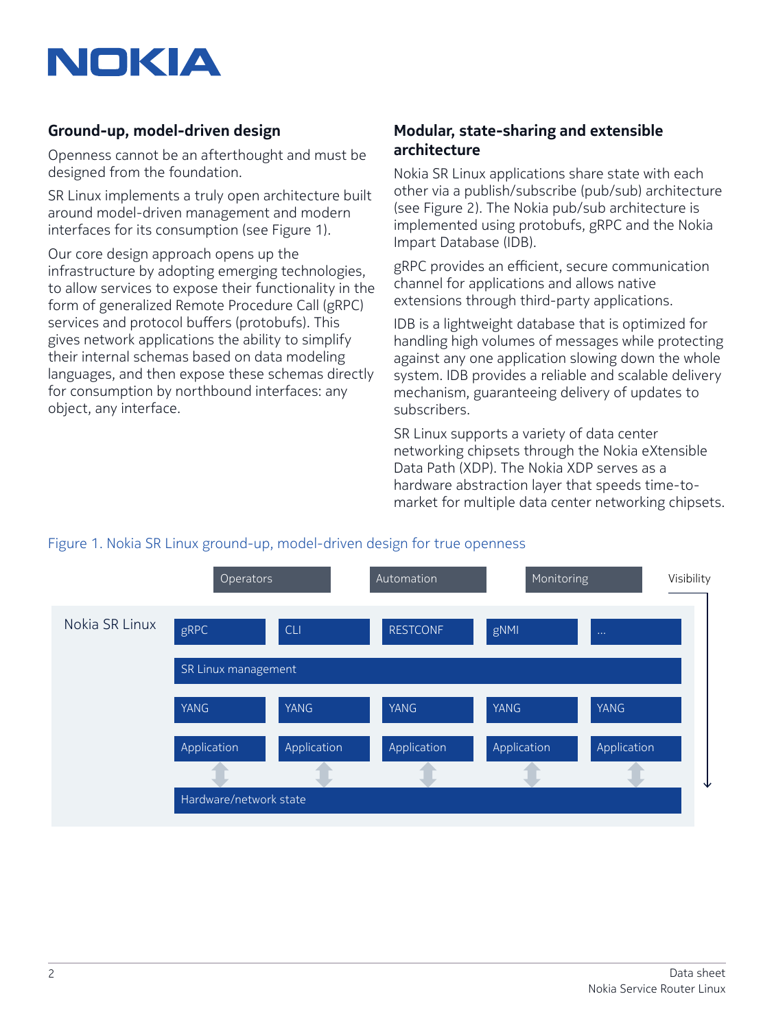## Ground-up, model-driven design

Openness cannot be an afterthought and must be designed from the foundation.

SR Linux implements a truly open architecture built around model-driven management and modern interfaces for its consumption (see Figure 1).

Our core design approach opens up the infrastructure by adopting emerging technologies, to allow services to expose their functionality in the form of generalized Remote Procedure Call (gRPC) services and protocol buffers (protobufs). This gives network applications the ability to simplify their internal schemas based on data modeling languages, and then expose these schemas directly for consumption by northbound interfaces: any object, any interface.

## Modular, state-sharing and extensible architecture

Nokia SR Linux applications share state with each other via a publish/subscribe (pub/sub) architecture (see Figure 2). The Nokia pub/sub architecture is implemented using protobufs, gRPC and the Nokia Impart Database (IDB).

gRPC provides an efficient, secure communication channel for applications and allows native extensions through third-party applications.

IDB is a lightweight database that is optimized for handling high volumes of messages while protecting against any one application slowing down the whole system. IDB provides a reliable and scalable delivery mechanism, guaranteeing delivery of updates to subscribers.

SR Linux supports a variety of data center networking chipsets through the Nokia eXtensible Data Path (XDP). The Nokia XDP serves as a hardware abstraction layer that speeds time-to-market for multiple data center networking chipsets.

Figure 1. Nokia SR Linux ground-up, model-driven design for true openness

| | Operators | | Automation | | Monitoring | Visibility |
|---|---|---|---|---|---|---|
| Nokia SR Linux | gRPC | CLI | RESTCONF | gNMI | ... | |
| | SR Linux management | | | | | |
| | YANG | YANG | YANG | YANG | YANG | |
| | Application | Application | Application | Application | Application | |
| | Hardware/network state | | | | | |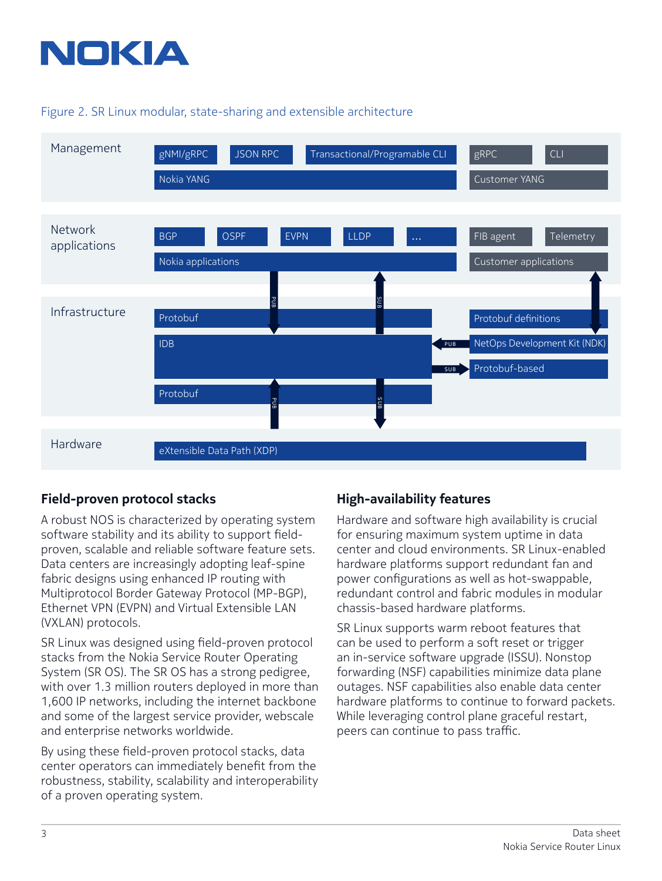Figure 2. SR Linux modular, state-sharing and extensible architecture

| Layer | Nokia | Customer |
|---|---|---|
| Management | gNMI/gRPC, JSON RPC, Transactional/Programable CLI; Nokia YANG | gRPC, CLI; Customer YANG |
| Network applications | BGP, OSPF, EVPN, LLDP, ...; Nokia applications | FIB agent, Telemetry; Customer applications |
| Infrastructure | Protobuf; IDB; Protobuf | Protobuf definitions; NetOps Development Kit (NDK); Protobuf-based |
| Hardware | eXtensible Data Path (XDP) | |

## Field-proven protocol stacks

A robust NOS is characterized by operating system software stability and its ability to support field-proven, scalable and reliable software feature sets. Data centers are increasingly adopting leaf-spine fabric designs using enhanced IP routing with Multiprotocol Border Gateway Protocol (MP-BGP), Ethernet VPN (EVPN) and Virtual Extensible LAN (VXLAN) protocols.

SR Linux was designed using field-proven protocol stacks from the Nokia Service Router Operating System (SR OS). The SR OS has a strong pedigree, with over 1.3 million routers deployed in more than 1,600 IP networks, including the internet backbone and some of the largest service provider, webscale and enterprise networks worldwide.

By using these field-proven protocol stacks, data center operators can immediately benefit from the robustness, stability, scalability and interoperability of a proven operating system.

## High-availability features

Hardware and software high availability is crucial for ensuring maximum system uptime in data center and cloud environments. SR Linux-enabled hardware platforms support redundant fan and power configurations as well as hot-swappable, redundant control and fabric modules in modular chassis-based hardware platforms.

SR Linux supports warm reboot features that can be used to perform a soft reset or trigger an in-service software upgrade (ISSU). Nonstop forwarding (NSF) capabilities minimize data plane outages. NSF capabilities also enable data center hardware platforms to continue to forward packets. While leveraging control plane graceful restart, peers can continue to pass traffic.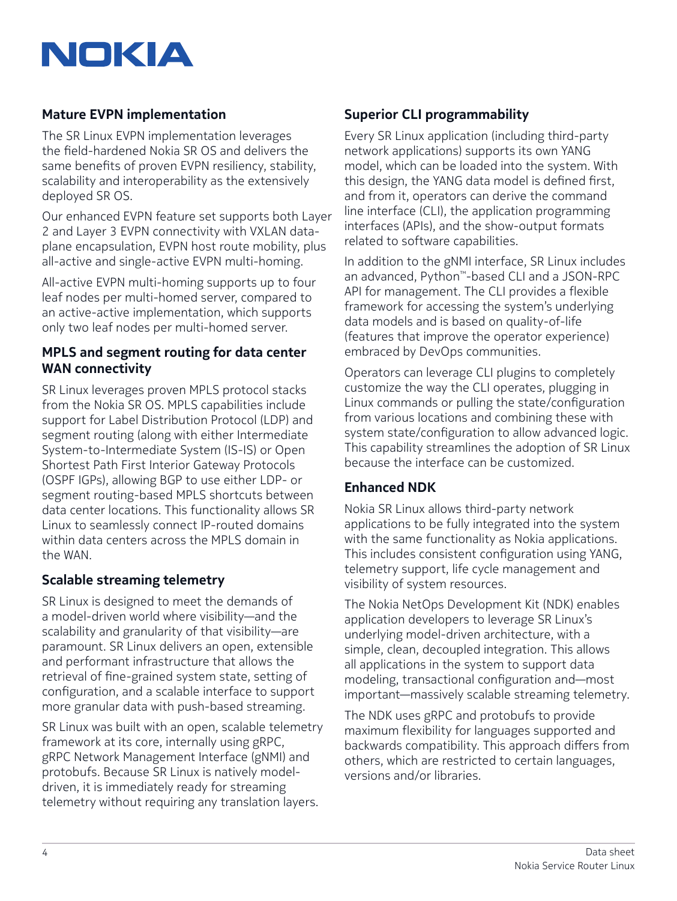## Mature EVPN implementation

The SR Linux EVPN implementation leverages the field-hardened Nokia SR OS and delivers the same benefits of proven EVPN resiliency, stability, scalability and interoperability as the extensively deployed SR OS.

Our enhanced EVPN feature set supports both Layer 2 and Layer 3 EVPN connectivity with VXLAN data-plane encapsulation, EVPN host route mobility, plus all-active and single-active EVPN multi-homing.

All-active EVPN multi-homing supports up to four leaf nodes per multi-homed server, compared to an active-active implementation, which supports only two leaf nodes per multi-homed server.

## MPLS and segment routing for data center WAN connectivity

SR Linux leverages proven MPLS protocol stacks from the Nokia SR OS. MPLS capabilities include support for Label Distribution Protocol (LDP) and segment routing (along with either Intermediate System-to-Intermediate System (IS-IS) or Open Shortest Path First Interior Gateway Protocols (OSPF IGPs), allowing BGP to use either LDP- or segment routing-based MPLS shortcuts between data center locations. This functionality allows SR Linux to seamlessly connect IP-routed domains within data centers across the MPLS domain in the WAN.

## Scalable streaming telemetry

SR Linux is designed to meet the demands of a model-driven world where visibility—and the scalability and granularity of that visibility—are paramount. SR Linux delivers an open, extensible and performant infrastructure that allows the retrieval of fine-grained system state, setting of configuration, and a scalable interface to support more granular data with push-based streaming.

SR Linux was built with an open, scalable telemetry framework at its core, internally using gRPC, gRPC Network Management Interface (gNMI) and protobufs. Because SR Linux is natively model-driven, it is immediately ready for streaming telemetry without requiring any translation layers.

## Superior CLI programmability

Every SR Linux application (including third-party network applications) supports its own YANG model, which can be loaded into the system. With this design, the YANG data model is defined first, and from it, operators can derive the command line interface (CLI), the application programming interfaces (APIs), and the show-output formats related to software capabilities.

In addition to the gNMI interface, SR Linux includes an advanced, Python™-based CLI and a JSON-RPC API for management. The CLI provides a flexible framework for accessing the system's underlying data models and is based on quality-of-life (features that improve the operator experience) embraced by DevOps communities.

Operators can leverage CLI plugins to completely customize the way the CLI operates, plugging in Linux commands or pulling the state/configuration from various locations and combining these with system state/configuration to allow advanced logic. This capability streamlines the adoption of SR Linux because the interface can be customized.

## Enhanced NDK

Nokia SR Linux allows third-party network applications to be fully integrated into the system with the same functionality as Nokia applications. This includes consistent configuration using YANG, telemetry support, life cycle management and visibility of system resources.

The Nokia NetOps Development Kit (NDK) enables application developers to leverage SR Linux's underlying model-driven architecture, with a simple, clean, decoupled integration. This allows all applications in the system to support data modeling, transactional configuration and—most important—massively scalable streaming telemetry.

The NDK uses gRPC and protobufs to provide maximum flexibility for languages supported and backwards compatibility. This approach differs from others, which are restricted to certain languages, versions and/or libraries.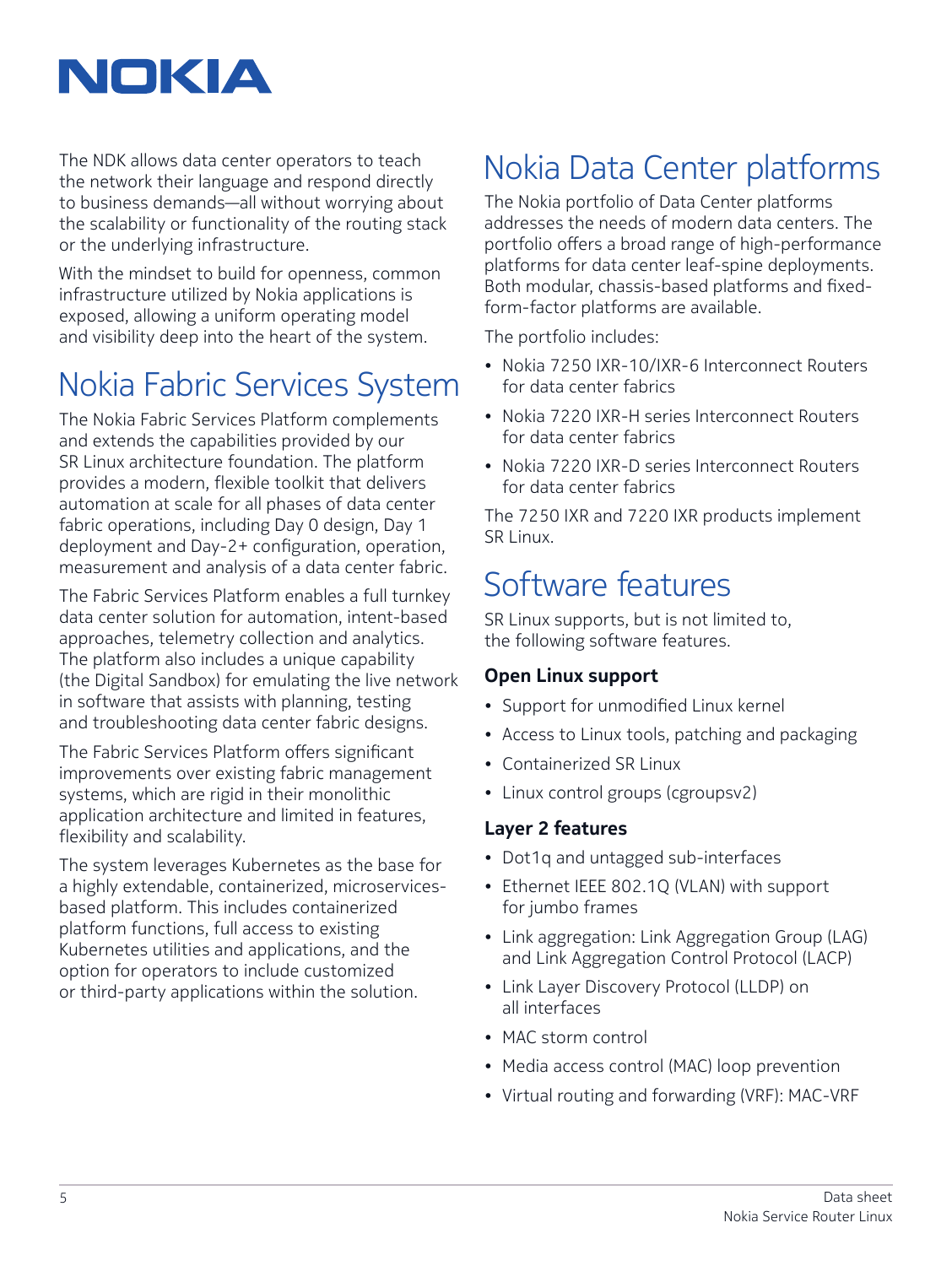The NDK allows data center operators to teach the network their language and respond directly to business demands—all without worrying about the scalability or functionality of the routing stack or the underlying infrastructure.

With the mindset to build for openness, common infrastructure utilized by Nokia applications is exposed, allowing a uniform operating model and visibility deep into the heart of the system.

# Nokia Fabric Services System

The Nokia Fabric Services Platform complements and extends the capabilities provided by our SR Linux architecture foundation. The platform provides a modern, flexible toolkit that delivers automation at scale for all phases of data center fabric operations, including Day 0 design, Day 1 deployment and Day-2+ configuration, operation, measurement and analysis of a data center fabric.

The Fabric Services Platform enables a full turnkey data center solution for automation, intent-based approaches, telemetry collection and analytics. The platform also includes a unique capability (the Digital Sandbox) for emulating the live network in software that assists with planning, testing and troubleshooting data center fabric designs.

The Fabric Services Platform offers significant improvements over existing fabric management systems, which are rigid in their monolithic application architecture and limited in features, flexibility and scalability.

The system leverages Kubernetes as the base for a highly extendable, containerized, microservices-based platform. This includes containerized platform functions, full access to existing Kubernetes utilities and applications, and the option for operators to include customized or third-party applications within the solution.

# Nokia Data Center platforms

The Nokia portfolio of Data Center platforms addresses the needs of modern data centers. The portfolio offers a broad range of high-performance platforms for data center leaf-spine deployments. Both modular, chassis-based platforms and fixed-form-factor platforms are available.

The portfolio includes:

- Nokia 7250 IXR-10/IXR-6 Interconnect Routers for data center fabrics
- Nokia 7220 IXR-H series Interconnect Routers for data center fabrics
- Nokia 7220 IXR-D series Interconnect Routers for data center fabrics

The 7250 IXR and 7220 IXR products implement SR Linux.

# Software features

SR Linux supports, but is not limited to, the following software features.

### Open Linux support

- Support for unmodified Linux kernel
- Access to Linux tools, patching and packaging
- Containerized SR Linux
- Linux control groups (cgroupsv2)

### Layer 2 features

- Dot1q and untagged sub-interfaces
- Ethernet IEEE 802.1Q (VLAN) with support for jumbo frames
- Link aggregation: Link Aggregation Group (LAG) and Link Aggregation Control Protocol (LACP)
- Link Layer Discovery Protocol (LLDP) on all interfaces
- MAC storm control
- Media access control (MAC) loop prevention
- Virtual routing and forwarding (VRF): MAC-VRF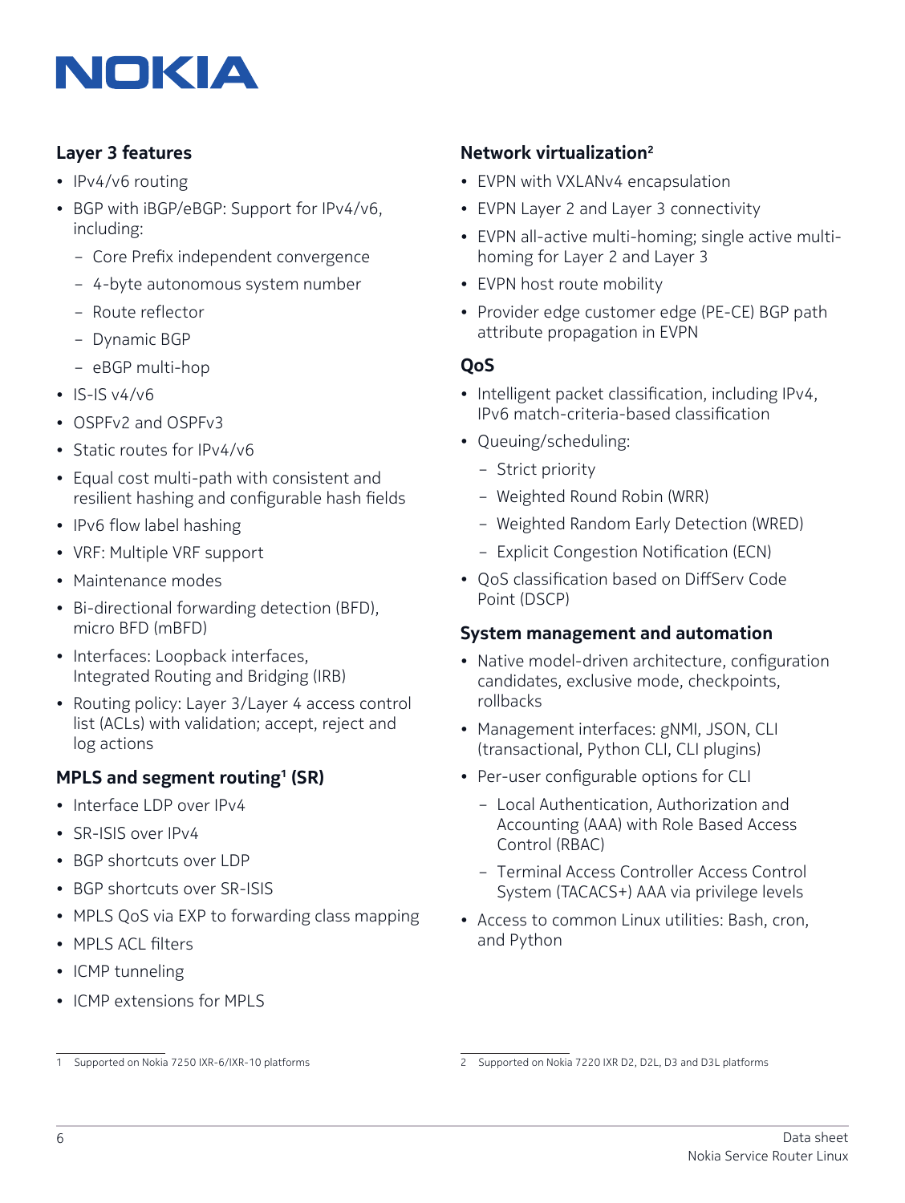### Layer 3 features

- IPv4/v6 routing
- BGP with iBGP/eBGP: Support for IPv4/v6, including:
  - Core Prefix independent convergence
  - 4-byte autonomous system number
  - Route reflector
  - Dynamic BGP
  - eBGP multi-hop
- IS-IS v4/v6
- OSPFv2 and OSPFv3
- Static routes for IPv4/v6
- Equal cost multi-path with consistent and resilient hashing and configurable hash fields
- IPv6 flow label hashing
- VRF: Multiple VRF support
- Maintenance modes
- Bi-directional forwarding detection (BFD), micro BFD (mBFD)
- Interfaces: Loopback interfaces, Integrated Routing and Bridging (IRB)
- Routing policy: Layer 3/Layer 4 access control list (ACLs) with validation; accept, reject and log actions

### MPLS and segment routing[1] (SR)

- Interface LDP over IPv4
- SR-ISIS over IPv4
- BGP shortcuts over LDP
- BGP shortcuts over SR-ISIS
- MPLS QoS via EXP to forwarding class mapping
- MPLS ACL filters
- ICMP tunneling
- ICMP extensions for MPLS

1 Supported on Nokia 7250 IXR-6/IXR-10 platforms

### Network virtualization[2]

- EVPN with VXLANv4 encapsulation
- EVPN Layer 2 and Layer 3 connectivity
- EVPN all-active multi-homing; single active multi-homing for Layer 2 and Layer 3
- EVPN host route mobility
- Provider edge customer edge (PE-CE) BGP path attribute propagation in EVPN

### QoS

- Intelligent packet classification, including IPv4, IPv6 match-criteria-based classification
- Queuing/scheduling:
  - Strict priority
  - Weighted Round Robin (WRR)
  - Weighted Random Early Detection (WRED)
  - Explicit Congestion Notification (ECN)
- QoS classification based on DiffServ Code Point (DSCP)

### System management and automation

- Native model-driven architecture, configuration candidates, exclusive mode, checkpoints, rollbacks
- Management interfaces: gNMI, JSON, CLI (transactional, Python CLI, CLI plugins)
- Per-user configurable options for CLI
  - Local Authentication, Authorization and Accounting (AAA) with Role Based Access Control (RBAC)
  - Terminal Access Controller Access Control System (TACACS+) AAA via privilege levels
- Access to common Linux utilities: Bash, cron, and Python

2 Supported on Nokia 7220 IXR D2, D2L, D3 and D3L platforms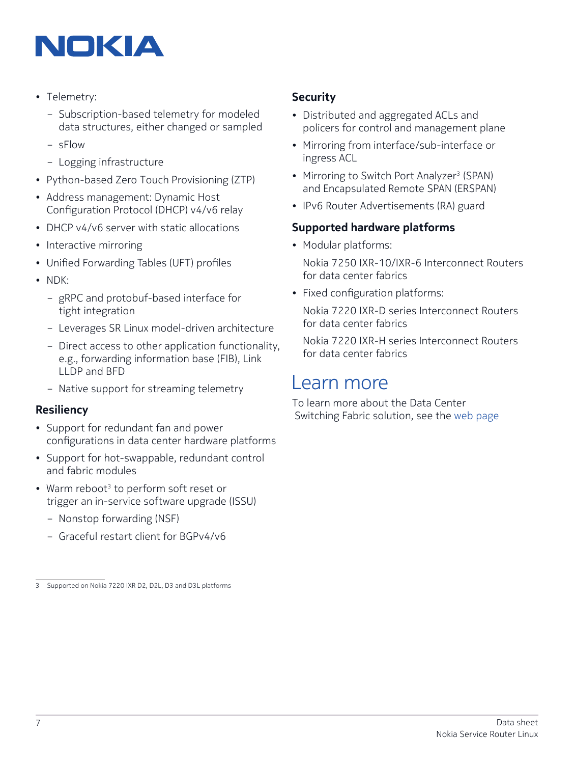- Telemetry:
  - Subscription-based telemetry for modeled data structures, either changed or sampled
  - sFlow
  - Logging infrastructure
- Python-based Zero Touch Provisioning (ZTP)
- Address management: Dynamic Host Configuration Protocol (DHCP) v4/v6 relay
- DHCP v4/v6 server with static allocations
- Interactive mirroring
- Unified Forwarding Tables (UFT) profiles
- NDK:
  - gRPC and protobuf-based interface for tight integration
  - Leverages SR Linux model-driven architecture
  - Direct access to other application functionality, e.g., forwarding information base (FIB), Link LLDP and BFD
  - Native support for streaming telemetry

### Resiliency

- Support for redundant fan and power configurations in data center hardware platforms
- Support for hot-swappable, redundant control and fabric modules
- Warm reboot[3] to perform soft reset or trigger an in-service software upgrade (ISSU)
  - Nonstop forwarding (NSF)
  - Graceful restart client for BGPv4/v6

### Security

- Distributed and aggregated ACLs and policers for control and management plane
- Mirroring from interface/sub-interface or ingress ACL
- Mirroring to Switch Port Analyzer[3] (SPAN) and Encapsulated Remote SPAN (ERSPAN)
- IPv6 Router Advertisements (RA) guard

### Supported hardware platforms

- Modular platforms:

  Nokia 7250 IXR-10/IXR-6 Interconnect Routers for data center fabrics
- Fixed configuration platforms:

  Nokia 7220 IXR-D series Interconnect Routers for data center fabrics

  Nokia 7220 IXR-H series Interconnect Routers for data center fabrics

## Learn more

To learn more about the Data Center Switching Fabric solution, see the web page

---

3 Supported on Nokia 7220 IXR D2, D2L, D3 and D3L platforms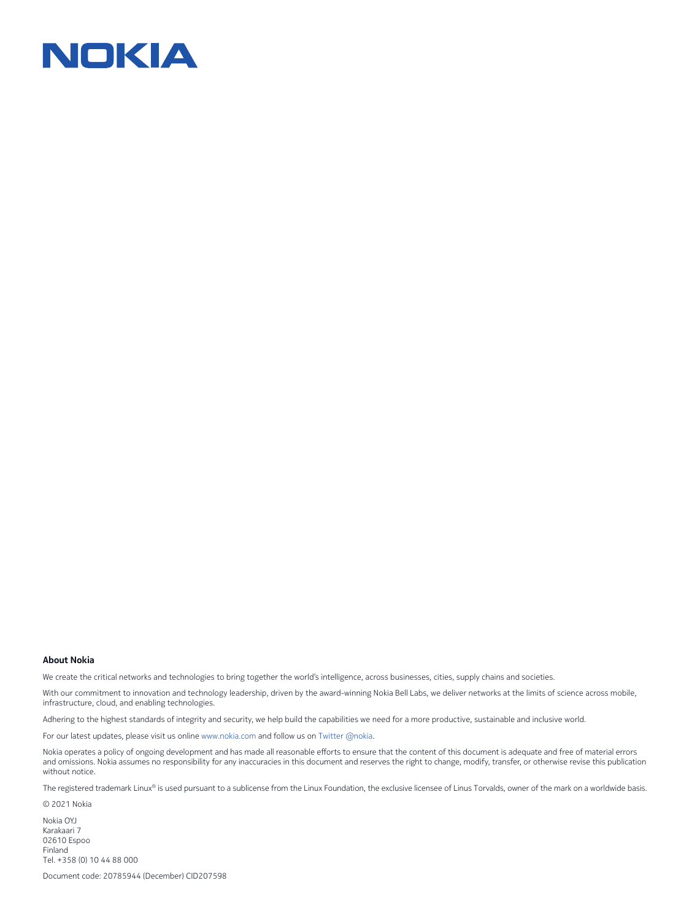NOKIA

**About Nokia**

We create the critical networks and technologies to bring together the world's intelligence, across businesses, cities, supply chains and societies.

With our commitment to innovation and technology leadership, driven by the award-winning Nokia Bell Labs, we deliver networks at the limits of science across mobile, infrastructure, cloud, and enabling technologies.

Adhering to the highest standards of integrity and security, we help build the capabilities we need for a more productive, sustainable and inclusive world.

For our latest updates, please visit us online www.nokia.com and follow us on Twitter @nokia.

Nokia operates a policy of ongoing development and has made all reasonable efforts to ensure that the content of this document is adequate and free of material errors and omissions. Nokia assumes no responsibility for any inaccuracies in this document and reserves the right to change, modify, transfer, or otherwise revise this publication without notice.

The registered trademark Linux® is used pursuant to a sublicense from the Linux Foundation, the exclusive licensee of Linus Torvalds, owner of the mark on a worldwide basis.

© 2021 Nokia

Nokia OYJ
Karakaari 7
02610 Espoo
Finland
Tel. +358 (0) 10 44 88 000

Document code: 20785944 (December) CID207598